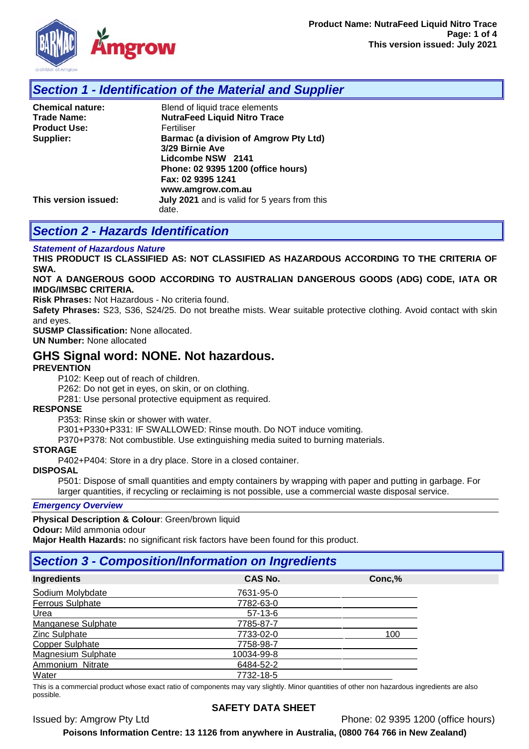## Section 1 - Identification of the Material and Supplier

| | |
|---|---|
| **Chemical nature:** | Blend of liquid trace elements |
| **Trade Name:** | **NutraFeed Liquid Nitro Trace** |
| **Product Use:** | Fertiliser |
| **Supplier:** | **Barmac (a division of Amgrow Pty Ltd)**<br>**3/29 Birnie Ave**<br>**Lidcombe NSW 2141**<br>**Phone: 02 9395 1200 (office hours)**<br>**Fax: 02 9395 1241**<br>**www.amgrow.com.au** |
| **This version issued:** | **July 2021** and is valid for 5 years from this date. |

## Section 2 - Hazards Identification

***Statement of Hazardous Nature***

**THIS PRODUCT IS CLASSIFIED AS: NOT CLASSIFIED AS HAZARDOUS ACCORDING TO THE CRITERIA OF SWA.**

**NOT A DANGEROUS GOOD ACCORDING TO AUSTRALIAN DANGEROUS GOODS (ADG) CODE, IATA OR IMDG/IMSBC CRITERIA.**

**Risk Phrases:** Not Hazardous - No criteria found.

**Safety Phrases:** S23, S36, S24/25. Do not breathe mists. Wear suitable protective clothing. Avoid contact with skin and eyes.

**SUSMP Classification:** None allocated.

**UN Number:** None allocated

### GHS Signal word: NONE. Not hazardous.

**PREVENTION**

P102: Keep out of reach of children.
P262: Do not get in eyes, on skin, or on clothing.
P281: Use personal protective equipment as required.

**RESPONSE**

P353: Rinse skin or shower with water.
P301+P330+P331: IF SWALLOWED: Rinse mouth. Do NOT induce vomiting.
P370+P378: Not combustible. Use extinguishing media suited to burning materials.

**STORAGE**

P402+P404: Store in a dry place. Store in a closed container.

**DISPOSAL**

P501: Dispose of small quantities and empty containers by wrapping with paper and putting in garbage. For larger quantities, if recycling or reclaiming is not possible, use a commercial waste disposal service.

***Emergency Overview***

**Physical Description & Colour**: Green/brown liquid

**Odour:** Mild ammonia odour

**Major Health Hazards:** no significant risk factors have been found for this product.

## Section 3 - Composition/Information on Ingredients

| Ingredients | CAS No. | Conc,% |
|---|---|---|
| Sodium Molybdate | 7631-95-0 | |
| Ferrous Sulphate | 7782-63-0 | |
| Urea | 57-13-6 | |
| Manganese Sulphate | 7785-87-7 | |
| Zinc Sulphate | 7733-02-0 | 100 |
| Copper Sulphate | 7758-98-7 | |
| Magnesium Sulphate | 10034-99-8 | |
| Ammonium Nitrate | 6484-52-2 | |
| Water | 7732-18-5 | |

This is a commercial product whose exact ratio of components may vary slightly. Minor quantities of other non hazardous ingredients are also possible.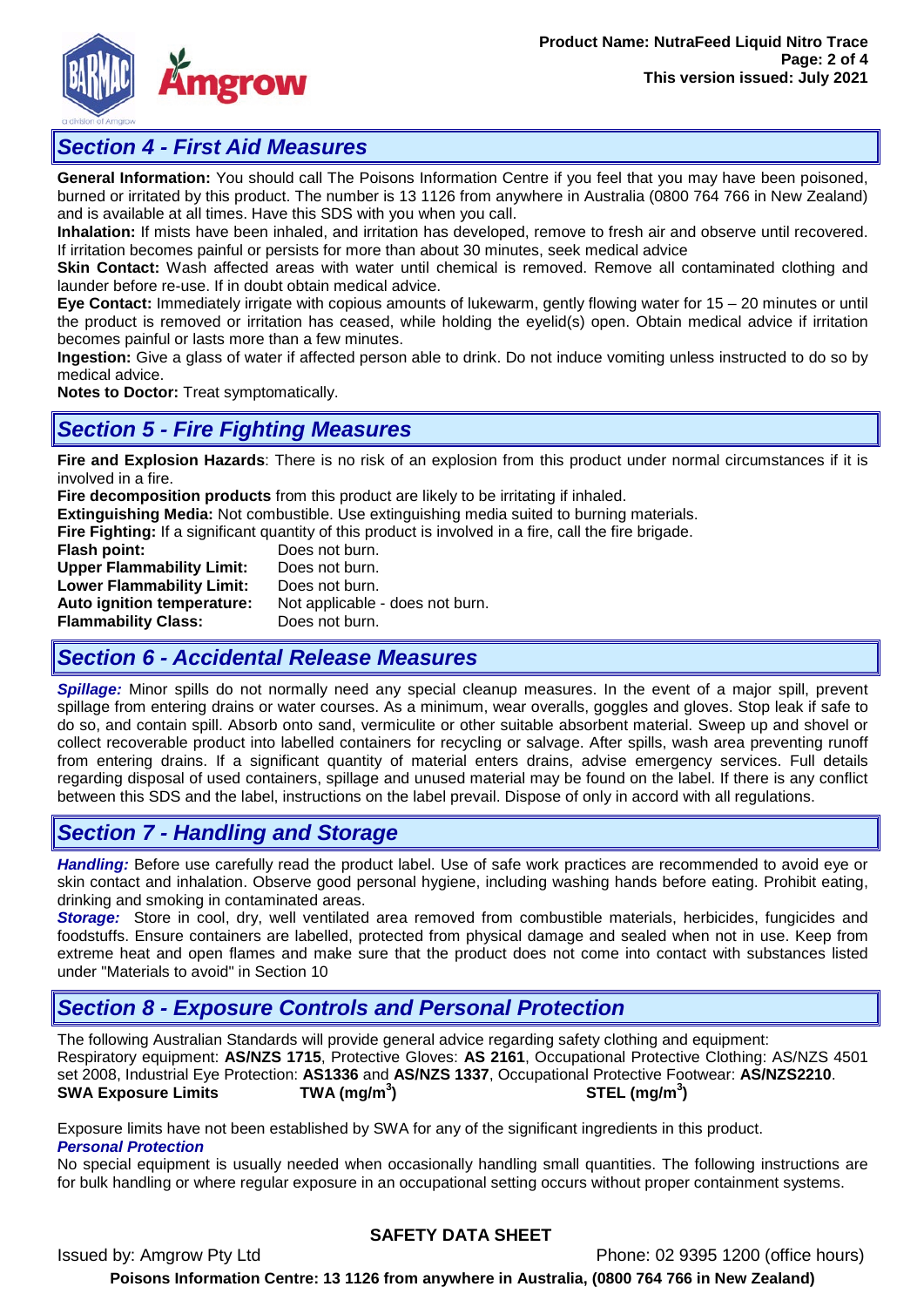## Section 4 - First Aid Measures

**General Information:** You should call The Poisons Information Centre if you feel that you may have been poisoned, burned or irritated by this product. The number is 13 1126 from anywhere in Australia (0800 764 766 in New Zealand) and is available at all times. Have this SDS with you when you call.

**Inhalation:** If mists have been inhaled, and irritation has developed, remove to fresh air and observe until recovered. If irritation becomes painful or persists for more than about 30 minutes, seek medical advice

**Skin Contact:** Wash affected areas with water until chemical is removed. Remove all contaminated clothing and launder before re-use. If in doubt obtain medical advice.

**Eye Contact:** Immediately irrigate with copious amounts of lukewarm, gently flowing water for 15 – 20 minutes or until the product is removed or irritation has ceased, while holding the eyelid(s) open. Obtain medical advice if irritation becomes painful or lasts more than a few minutes.

**Ingestion:** Give a glass of water if affected person able to drink. Do not induce vomiting unless instructed to do so by medical advice.

**Notes to Doctor:** Treat symptomatically.

## Section 5 - Fire Fighting Measures

**Fire and Explosion Hazards**: There is no risk of an explosion from this product under normal circumstances if it is involved in a fire.

**Fire decomposition products** from this product are likely to be irritating if inhaled.

**Extinguishing Media:** Not combustible. Use extinguishing media suited to burning materials.

**Fire Fighting:** If a significant quantity of this product is involved in a fire, call the fire brigade.

| | |
|---|---|
| **Flash point:** | Does not burn. |
| **Upper Flammability Limit:** | Does not burn. |
| **Lower Flammability Limit:** | Does not burn. |
| **Auto ignition temperature:** | Not applicable - does not burn. |
| **Flammability Class:** | Does not burn. |

## Section 6 - Accidental Release Measures

***Spillage:*** Minor spills do not normally need any special cleanup measures. In the event of a major spill, prevent spillage from entering drains or water courses. As a minimum, wear overalls, goggles and gloves. Stop leak if safe to do so, and contain spill. Absorb onto sand, vermiculite or other suitable absorbent material. Sweep up and shovel or collect recoverable product into labelled containers for recycling or salvage. After spills, wash area preventing runoff from entering drains. If a significant quantity of material enters drains, advise emergency services. Full details regarding disposal of used containers, spillage and unused material may be found on the label. If there is any conflict between this SDS and the label, instructions on the label prevail. Dispose of only in accord with all regulations.

## Section 7 - Handling and Storage

***Handling:*** Before use carefully read the product label. Use of safe work practices are recommended to avoid eye or skin contact and inhalation. Observe good personal hygiene, including washing hands before eating. Prohibit eating, drinking and smoking in contaminated areas.

***Storage:*** Store in cool, dry, well ventilated area removed from combustible materials, herbicides, fungicides and foodstuffs. Ensure containers are labelled, protected from physical damage and sealed when not in use. Keep from extreme heat and open flames and make sure that the product does not come into contact with substances listed under "Materials to avoid" in Section 10

## Section 8 - Exposure Controls and Personal Protection

The following Australian Standards will provide general advice regarding safety clothing and equipment:
Respiratory equipment: **AS/NZS 1715**, Protective Gloves: **AS 2161**, Occupational Protective Clothing: AS/NZS 4501 set 2008, Industrial Eye Protection: **AS1336** and **AS/NZS 1337**, Occupational Protective Footwear: **AS/NZS2210**.

| **SWA Exposure Limits** | **TWA (mg/m$^3$)** | **STEL (mg/m$^3$)** |
|---|---|---|

Exposure limits have not been established by SWA for any of the significant ingredients in this product.

***Personal Protection***

No special equipment is usually needed when occasionally handling small quantities. The following instructions are for bulk handling or where regular exposure in an occupational setting occurs without proper containment systems.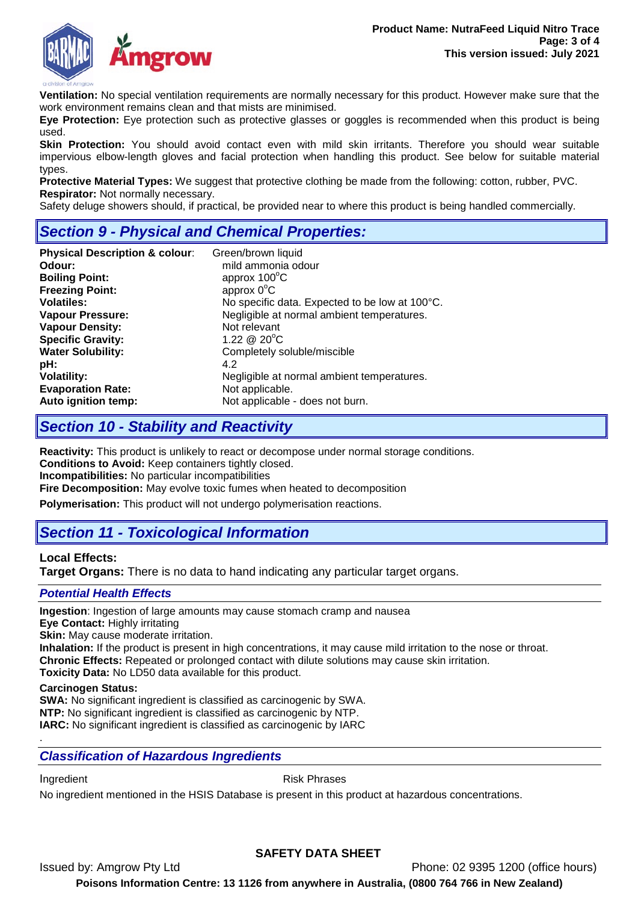**Ventilation:** No special ventilation requirements are normally necessary for this product. However make sure that the work environment remains clean and that mists are minimised.

**Eye Protection:** Eye protection such as protective glasses or goggles is recommended when this product is being used.

**Skin Protection:** You should avoid contact even with mild skin irritants. Therefore you should wear suitable impervious elbow-length gloves and facial protection when handling this product. See below for suitable material types.

**Protective Material Types:** We suggest that protective clothing be made from the following: cotton, rubber, PVC.

**Respirator:** Not normally necessary.

Safety deluge showers should, if practical, be provided near to where this product is being handled commercially.

## *Section 9 - Physical and Chemical Properties:*

| | |
|---|---|
| **Physical Description & colour**: | Green/brown liquid |
| **Odour:** | mild ammonia odour |
| **Boiling Point:** | approx 100°C |
| **Freezing Point:** | approx 0°C |
| **Volatiles:** | No specific data. Expected to be low at 100°C. |
| **Vapour Pressure:** | Negligible at normal ambient temperatures. |
| **Vapour Density:** | Not relevant |
| **Specific Gravity:** | 1.22 @ 20°C |
| **Water Solubility:** | Completely soluble/miscible |
| **pH:** | 4.2 |
| **Volatility:** | Negligible at normal ambient temperatures. |
| **Evaporation Rate:** | Not applicable. |
| **Auto ignition temp:** | Not applicable - does not burn. |

## *Section 10 - Stability and Reactivity*

**Reactivity:** This product is unlikely to react or decompose under normal storage conditions.

**Conditions to Avoid:** Keep containers tightly closed.

**Incompatibilities:** No particular incompatibilities

**Fire Decomposition:** May evolve toxic fumes when heated to decomposition

**Polymerisation:** This product will not undergo polymerisation reactions.

## *Section 11 - Toxicological Information*

**Local Effects:**

**Target Organs:** There is no data to hand indicating any particular target organs.

### *Potential Health Effects*

**Ingestion**: Ingestion of large amounts may cause stomach cramp and nausea

**Eye Contact:** Highly irritating

**Skin:** May cause moderate irritation.

**Inhalation:** If the product is present in high concentrations, it may cause mild irritation to the nose or throat.

**Chronic Effects:** Repeated or prolonged contact with dilute solutions may cause skin irritation.

**Toxicity Data:** No LD50 data available for this product.

**Carcinogen Status:**

**SWA:** No significant ingredient is classified as carcinogenic by SWA.

**NTP:** No significant ingredient is classified as carcinogenic by NTP.

**IARC:** No significant ingredient is classified as carcinogenic by IARC

.

### *Classification of Hazardous Ingredients*

| Ingredient | Risk Phrases |
|---|---|

No ingredient mentioned in the HSIS Database is present in this product at hazardous concentrations.

**SAFETY DATA SHEET**

Issued by: Amgrow Pty Ltd Phone: 02 9395 1200 (office hours)

**Poisons Information Centre: 13 1126 from anywhere in Australia, (0800 764 766 in New Zealand)**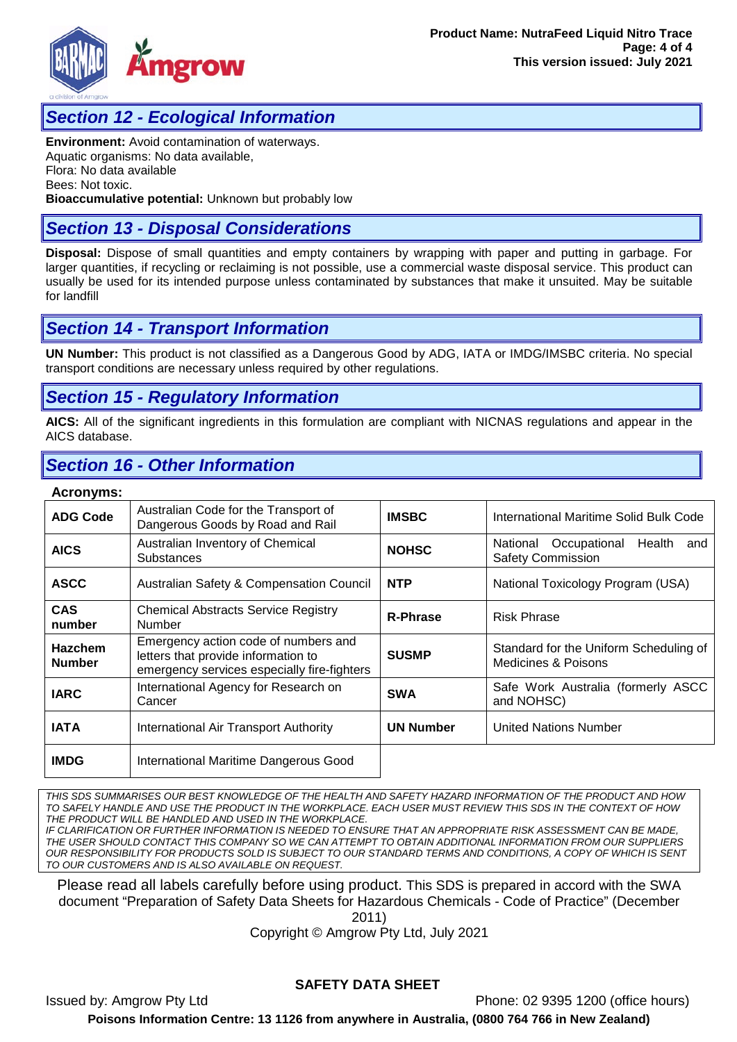## Section 12 - Ecological Information

**Environment:** Avoid contamination of waterways.
Aquatic organisms: No data available,
Flora: No data available
Bees: Not toxic.
**Bioaccumulative potential:** Unknown but probably low

## Section 13 - Disposal Considerations

**Disposal:** Dispose of small quantities and empty containers by wrapping with paper and putting in garbage. For larger quantities, if recycling or reclaiming is not possible, use a commercial waste disposal service. This product can usually be used for its intended purpose unless contaminated by substances that make it unsuited. May be suitable for landfill

## Section 14 - Transport Information

**UN Number:** This product is not classified as a Dangerous Good by ADG, IATA or IMDG/IMSBC criteria. No special transport conditions are necessary unless required by other regulations.

## Section 15 - Regulatory Information

**AICS:** All of the significant ingredients in this formulation are compliant with NICNAS regulations and appear in the AICS database.

## Section 16 - Other Information

**Acronyms:**

| | | | |
|---|---|---|---|
| **ADG Code** | Australian Code for the Transport of Dangerous Goods by Road and Rail | **IMSBC** | International Maritime Solid Bulk Code |
| **AICS** | Australian Inventory of Chemical Substances | **NOHSC** | National Occupational Health and Safety Commission |
| **ASCC** | Australian Safety & Compensation Council | **NTP** | National Toxicology Program (USA) |
| **CAS number** | Chemical Abstracts Service Registry Number | **R-Phrase** | Risk Phrase |
| **Hazchem Number** | Emergency action code of numbers and letters that provide information to emergency services especially fire-fighters | **SUSMP** | Standard for the Uniform Scheduling of Medicines & Poisons |
| **IARC** | International Agency for Research on Cancer | **SWA** | Safe Work Australia (formerly ASCC and NOHSC) |
| **IATA** | International Air Transport Authority | **UN Number** | United Nations Number |
| **IMDG** | International Maritime Dangerous Good | | |

*THIS SDS SUMMARISES OUR BEST KNOWLEDGE OF THE HEALTH AND SAFETY HAZARD INFORMATION OF THE PRODUCT AND HOW TO SAFELY HANDLE AND USE THE PRODUCT IN THE WORKPLACE. EACH USER MUST REVIEW THIS SDS IN THE CONTEXT OF HOW THE PRODUCT WILL BE HANDLED AND USED IN THE WORKPLACE.*
*IF CLARIFICATION OR FURTHER INFORMATION IS NEEDED TO ENSURE THAT AN APPROPRIATE RISK ASSESSMENT CAN BE MADE, THE USER SHOULD CONTACT THIS COMPANY SO WE CAN ATTEMPT TO OBTAIN ADDITIONAL INFORMATION FROM OUR SUPPLIERS OUR RESPONSIBILITY FOR PRODUCTS SOLD IS SUBJECT TO OUR STANDARD TERMS AND CONDITIONS, A COPY OF WHICH IS SENT TO OUR CUSTOMERS AND IS ALSO AVAILABLE ON REQUEST.*

Please read all labels carefully before using product. This SDS is prepared in accord with the SWA document "Preparation of Safety Data Sheets for Hazardous Chemicals - Code of Practice" (December 2011)

Copyright © Amgrow Pty Ltd, July 2021